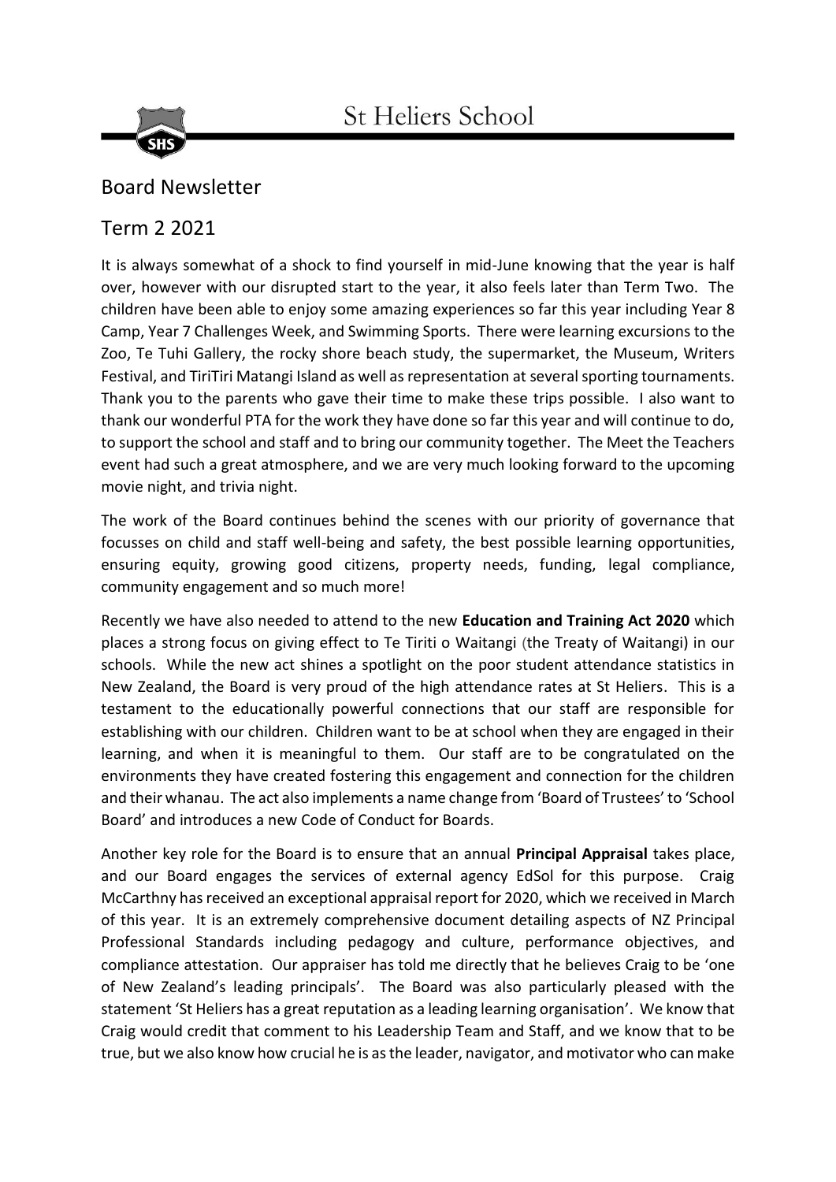# St Heliers School

## Board Newsletter

## Term 2 2021

It is always somewhat of a shock to find yourself in mid-June knowing that the year is half over, however with our disrupted start to the year, it also feels later than Term Two. The children have been able to enjoy some amazing experiences so far this year including Year 8 Camp, Year 7 Challenges Week, and Swimming Sports. There were learning excursions to the Zoo, Te Tuhi Gallery, the rocky shore beach study, the supermarket, the Museum, Writers Festival, and TiriTiri Matangi Island as well as representation at several sporting tournaments. Thank you to the parents who gave their time to make these trips possible. I also want to thank our wonderful PTA for the work they have done so far this year and will continue to do, to support the school and staff and to bring our community together. The Meet the Teachers event had such a great atmosphere, and we are very much looking forward to the upcoming movie night, and trivia night.

The work of the Board continues behind the scenes with our priority of governance that focusses on child and staff well-being and safety, the best possible learning opportunities, ensuring equity, growing good citizens, property needs, funding, legal compliance, community engagement and so much more!

Recently we have also needed to attend to the new **Education and Training Act 2020** which places a strong focus on giving effect to Te Tiriti o Waitangi (the Treaty of Waitangi) in our schools. While the new act shines a spotlight on the poor student attendance statistics in New Zealand, the Board is very proud of the high attendance rates at St Heliers. This is a testament to the educationally powerful connections that our staff are responsible for establishing with our children. Children want to be at school when they are engaged in their learning, and when it is meaningful to them. Our staff are to be congratulated on the environments they have created fostering this engagement and connection for the children and their whanau. The act also implements a name change from 'Board of Trustees' to 'School Board' and introduces a new Code of Conduct for Boards.

Another key role for the Board is to ensure that an annual **Principal Appraisal** takes place, and our Board engages the services of external agency EdSol for this purpose. Craig McCarthny has received an exceptional appraisal report for 2020, which we received in March of this year. It is an extremely comprehensive document detailing aspects of NZ Principal Professional Standards including pedagogy and culture, performance objectives, and compliance attestation. Our appraiser has told me directly that he believes Craig to be 'one of New Zealand's leading principals'. The Board was also particularly pleased with the statement 'St Heliers has a great reputation as a leading learning organisation'. We know that Craig would credit that comment to his Leadership Team and Staff, and we know that to be true, but we also know how crucial he is as the leader, navigator, and motivator who can make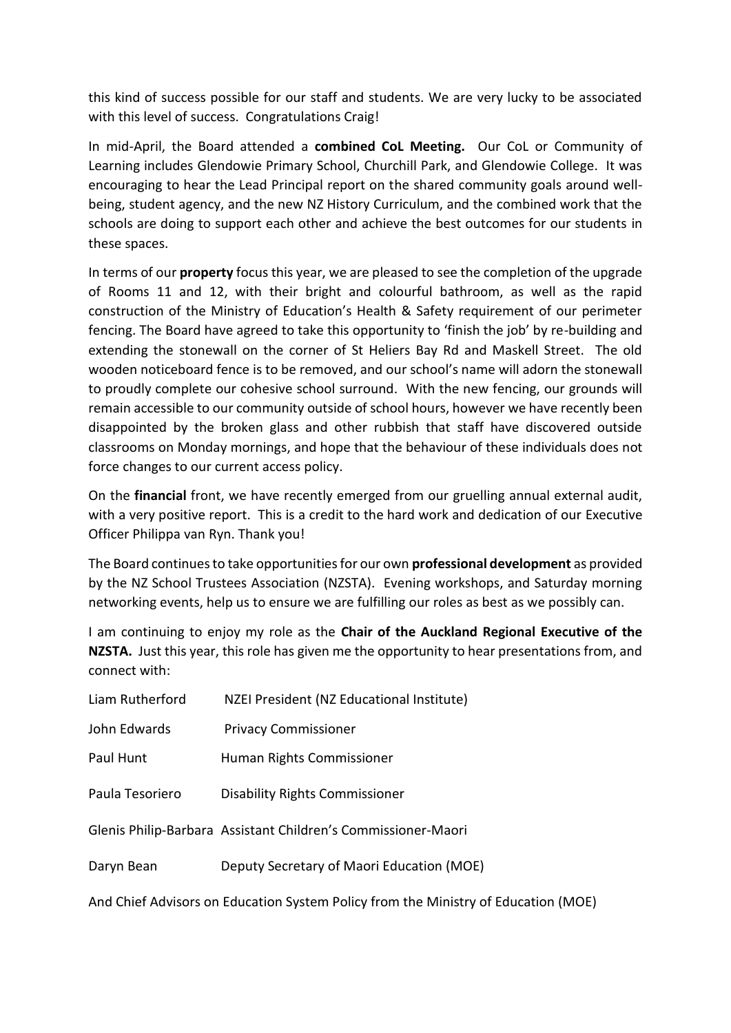this kind of success possible for our staff and students. We are very lucky to be associated with this level of success. Congratulations Craig!

In mid-April, the Board attended a **combined CoL Meeting.** Our CoL or Community of Learning includes Glendowie Primary School, Churchill Park, and Glendowie College. It was encouraging to hear the Lead Principal report on the shared community goals around well-being, student agency, and the new NZ History Curriculum, and the combined work that the schools are doing to support each other and achieve the best outcomes for our students in these spaces.

In terms of our **property** focus this year, we are pleased to see the completion of the upgrade of Rooms 11 and 12, with their bright and colourful bathroom, as well as the rapid construction of the Ministry of Education's Health & Safety requirement of our perimeter fencing. The Board have agreed to take this opportunity to 'finish the job' by re-building and extending the stonewall on the corner of St Heliers Bay Rd and Maskell Street. The old wooden noticeboard fence is to be removed, and our school's name will adorn the stonewall to proudly complete our cohesive school surround. With the new fencing, our grounds will remain accessible to our community outside of school hours, however we have recently been disappointed by the broken glass and other rubbish that staff have discovered outside classrooms on Monday mornings, and hope that the behaviour of these individuals does not force changes to our current access policy.

On the **financial** front, we have recently emerged from our gruelling annual external audit, with a very positive report. This is a credit to the hard work and dedication of our Executive Officer Philippa van Ryn. Thank you!

The Board continues to take opportunities for our own **professional development** as provided by the NZ School Trustees Association (NZSTA). Evening workshops, and Saturday morning networking events, help us to ensure we are fulfilling our roles as best as we possibly can.

I am continuing to enjoy my role as the **Chair of the Auckland Regional Executive of the NZSTA.** Just this year, this role has given me the opportunity to hear presentations from, and connect with:

| | |
|---|---|
| Liam Rutherford | NZEI President (NZ Educational Institute) |
| John Edwards | Privacy Commissioner |
| Paul Hunt | Human Rights Commissioner |
| Paula Tesoriero | Disability Rights Commissioner |
| Glenis Philip-Barbara | Assistant Children's Commissioner-Maori |
| Daryn Bean | Deputy Secretary of Maori Education (MOE) |

And Chief Advisors on Education System Policy from the Ministry of Education (MOE)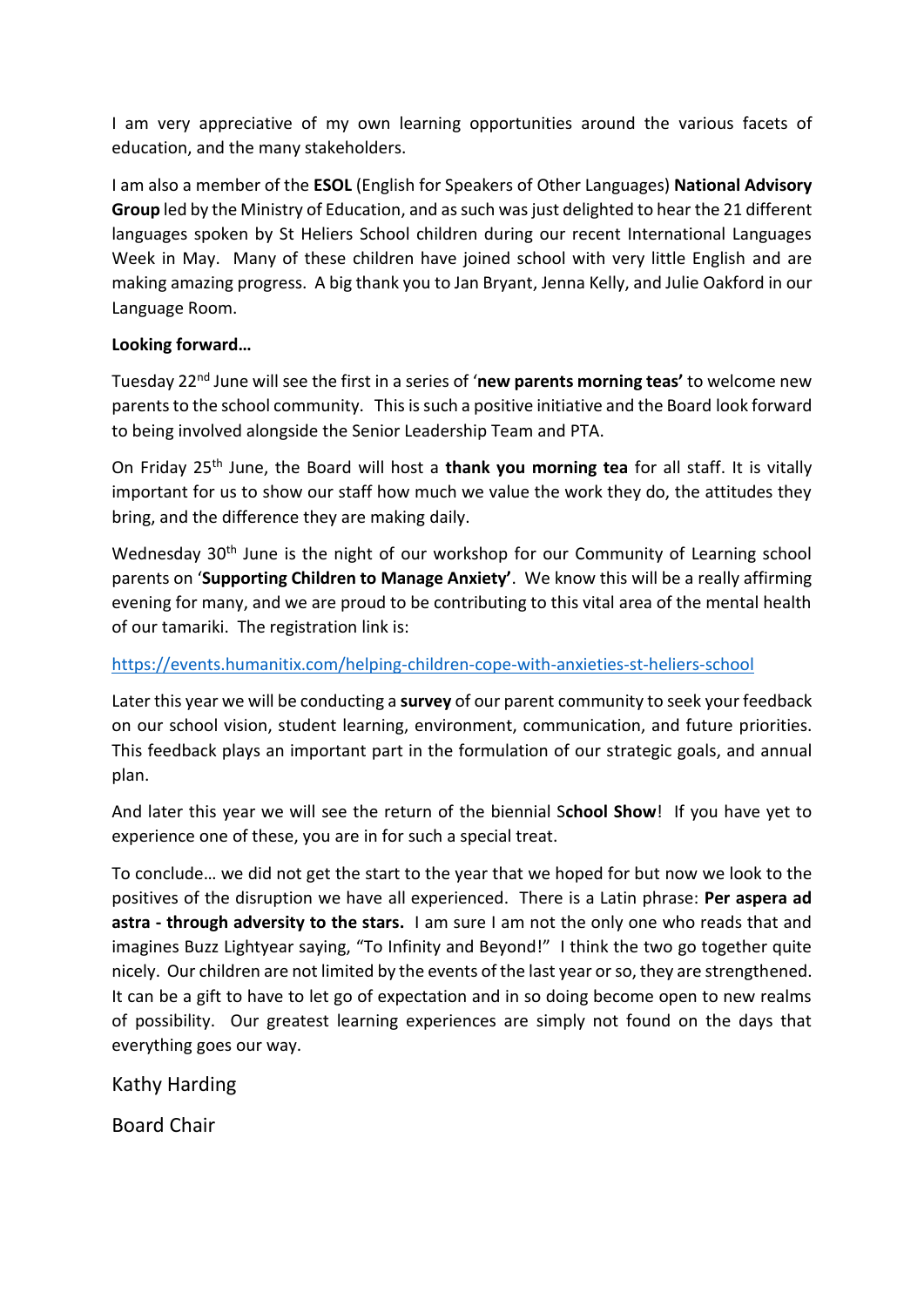I am very appreciative of my own learning opportunities around the various facets of education, and the many stakeholders.

I am also a member of the **ESOL** (English for Speakers of Other Languages) **National Advisory Group** led by the Ministry of Education, and as such was just delighted to hear the 21 different languages spoken by St Heliers School children during our recent International Languages Week in May. Many of these children have joined school with very little English and are making amazing progress. A big thank you to Jan Bryant, Jenna Kelly, and Julie Oakford in our Language Room.

**Looking forward…**

Tuesday 22nd June will see the first in a series of '**new parents morning teas'** to welcome new parents to the school community. This is such a positive initiative and the Board look forward to being involved alongside the Senior Leadership Team and PTA.

On Friday 25th June, the Board will host a **thank you morning tea** for all staff. It is vitally important for us to show our staff how much we value the work they do, the attitudes they bring, and the difference they are making daily.

Wednesday 30th June is the night of our workshop for our Community of Learning school parents on '**Supporting Children to Manage Anxiety'**. We know this will be a really affirming evening for many, and we are proud to be contributing to this vital area of the mental health of our tamariki. The registration link is:

https://events.humanitix.com/helping-children-cope-with-anxieties-st-heliers-school

Later this year we will be conducting a **survey** of our parent community to seek your feedback on our school vision, student learning, environment, communication, and future priorities. This feedback plays an important part in the formulation of our strategic goals, and annual plan.

And later this year we will see the return of the biennial S**chool Show**! If you have yet to experience one of these, you are in for such a special treat.

To conclude… we did not get the start to the year that we hoped for but now we look to the positives of the disruption we have all experienced. There is a Latin phrase: **Per aspera ad astra - through adversity to the stars.** I am sure I am not the only one who reads that and imagines Buzz Lightyear saying, "To Infinity and Beyond!" I think the two go together quite nicely. Our children are not limited by the events of the last year or so, they are strengthened. It can be a gift to have to let go of expectation and in so doing become open to new realms of possibility. Our greatest learning experiences are simply not found on the days that everything goes our way.

Kathy Harding

Board Chair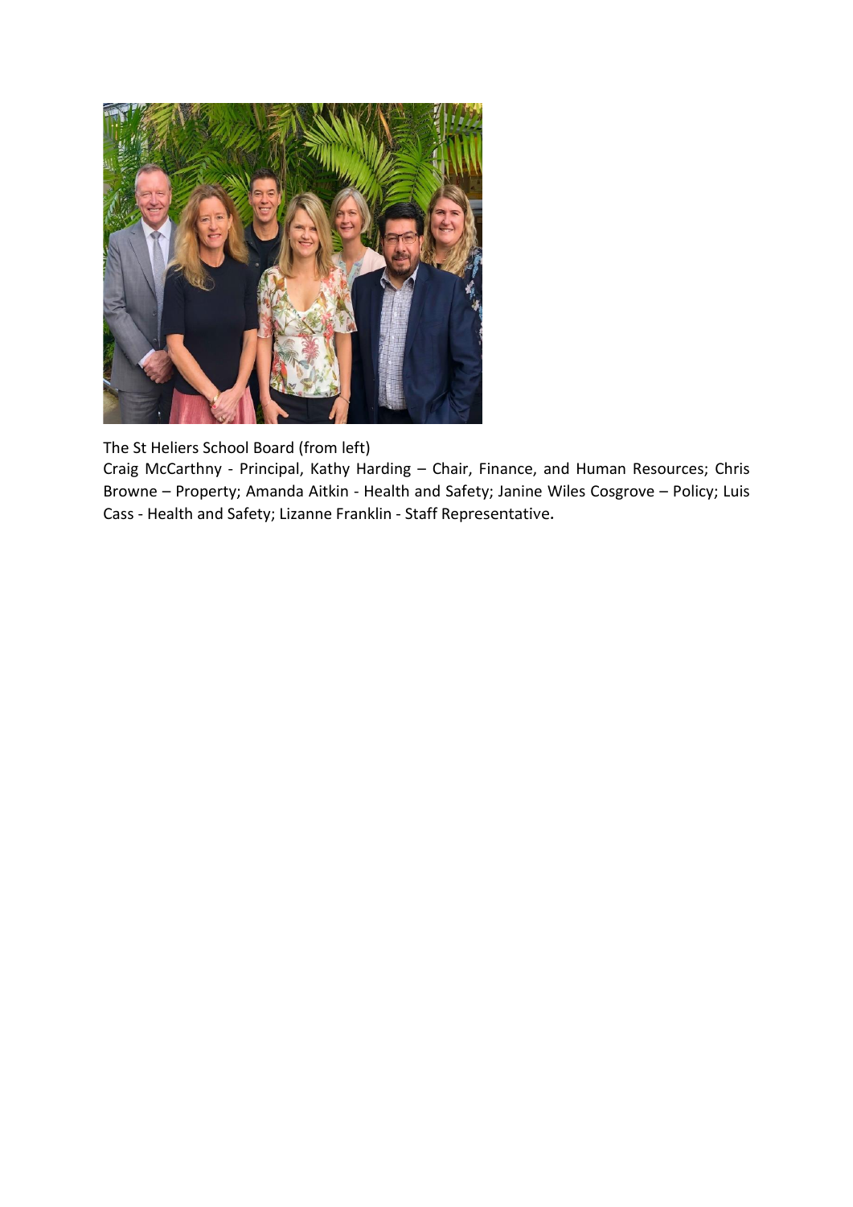The St Heliers School Board (from left)
Craig McCarthny - Principal, Kathy Harding – Chair, Finance, and Human Resources; Chris Browne – Property; Amanda Aitkin - Health and Safety; Janine Wiles Cosgrove – Policy; Luis Cass - Health and Safety; Lizanne Franklin - Staff Representative.